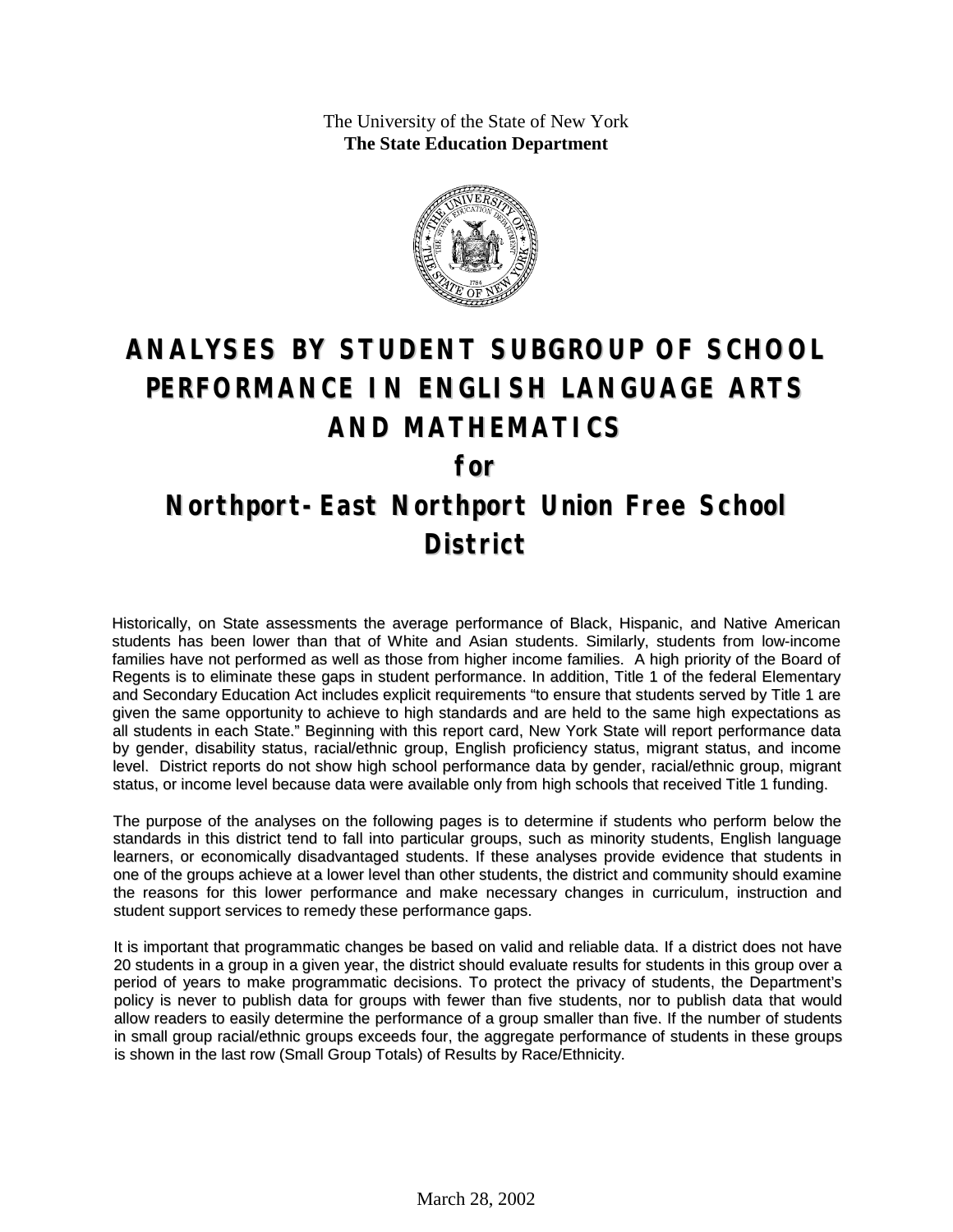The University of the State of New York
**The State Education Department**

# ANALYSES BY STUDENT SUBGROUP OF SCHOOL PERFORMANCE IN ENGLISH LANGUAGE ARTS AND MATHEMATICS

## for

# Northport-East Northport Union Free School District

Historically, on State assessments the average performance of Black, Hispanic, and Native American students has been lower than that of White and Asian students. Similarly, students from low-income families have not performed as well as those from higher income families. A high priority of the Board of Regents is to eliminate these gaps in student performance. In addition, Title 1 of the federal Elementary and Secondary Education Act includes explicit requirements "to ensure that students served by Title 1 are given the same opportunity to achieve to high standards and are held to the same high expectations as all students in each State." Beginning with this report card, New York State will report performance data by gender, disability status, racial/ethnic group, English proficiency status, migrant status, and income level. District reports do not show high school performance data by gender, racial/ethnic group, migrant status, or income level because data were available only from high schools that received Title 1 funding.

The purpose of the analyses on the following pages is to determine if students who perform below the standards in this district tend to fall into particular groups, such as minority students, English language learners, or economically disadvantaged students. If these analyses provide evidence that students in one of the groups achieve at a lower level than other students, the district and community should examine the reasons for this lower performance and make necessary changes in curriculum, instruction and student support services to remedy these performance gaps.

It is important that programmatic changes be based on valid and reliable data. If a district does not have 20 students in a group in a given year, the district should evaluate results for students in this group over a period of years to make programmatic decisions. To protect the privacy of students, the Department's policy is never to publish data for groups with fewer than five students, nor to publish data that would allow readers to easily determine the performance of a group smaller than five. If the number of students in small group racial/ethnic groups exceeds four, the aggregate performance of students in these groups is shown in the last row (Small Group Totals) of Results by Race/Ethnicity.

March 28, 2002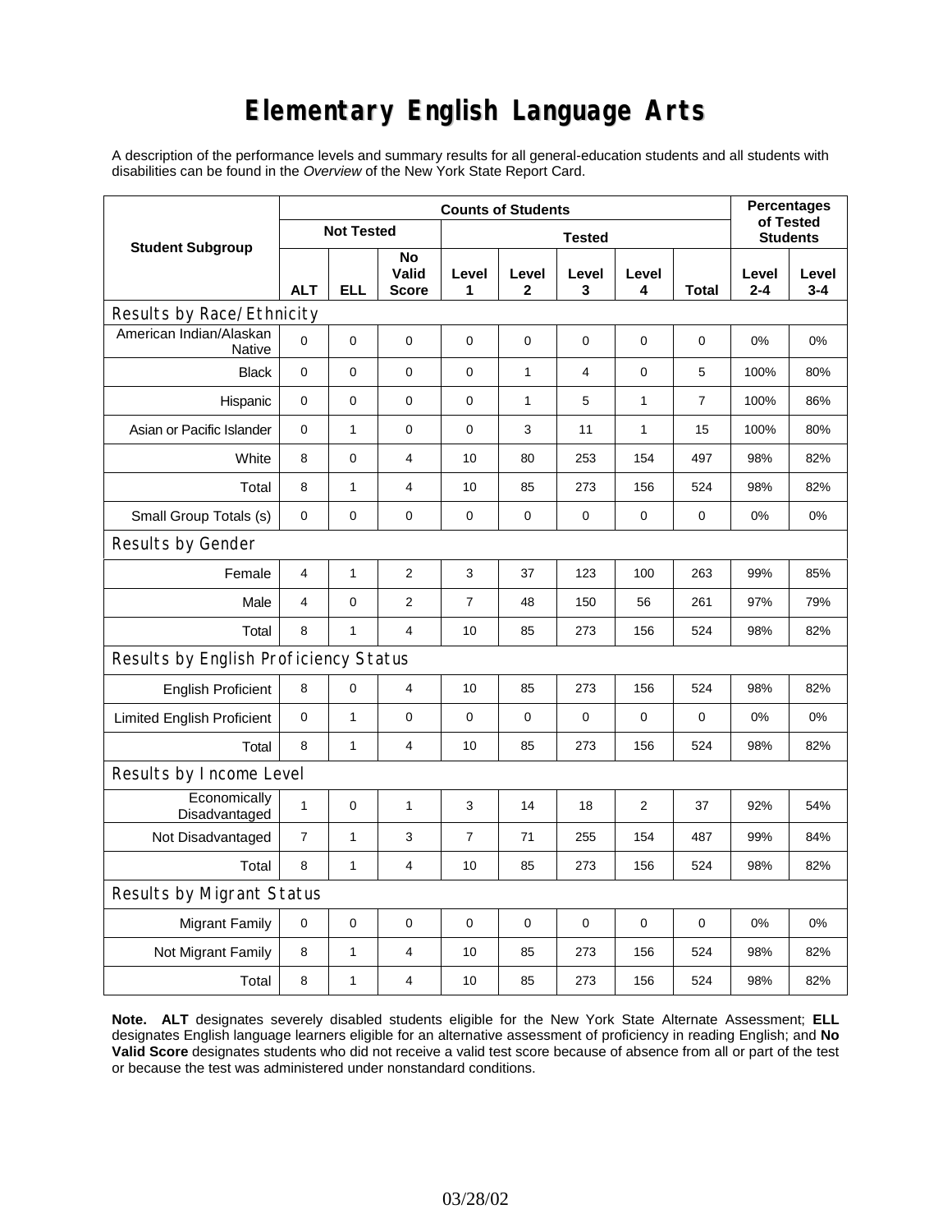# Elementary English Language Arts

A description of the performance levels and summary results for all general-education students and all students with disabilities can be found in the *Overview* of the New York State Report Card.

| Student Subgroup | Counts of Students | | | | | | | | Percentages of Tested Students | |
|---|---|---|---|---|---|---|---|---|---|---|
| | Not Tested | | | Tested | | | | | | |
| | ALT | ELL | No Valid Score | Level 1 | Level 2 | Level 3 | Level 4 | Total | Level 2-4 | Level 3-4 |
| **Results by Race/Ethnicity** | | | | | | | | | | |
| American Indian/Alaskan Native | 0 | 0 | 0 | 0 | 0 | 0 | 0 | 0 | 0% | 0% |
| Black | 0 | 0 | 0 | 0 | 1 | 4 | 0 | 5 | 100% | 80% |
| Hispanic | 0 | 0 | 0 | 0 | 1 | 5 | 1 | 7 | 100% | 86% |
| Asian or Pacific Islander | 0 | 1 | 0 | 0 | 3 | 11 | 1 | 15 | 100% | 80% |
| White | 8 | 0 | 4 | 10 | 80 | 253 | 154 | 497 | 98% | 82% |
| Total | 8 | 1 | 4 | 10 | 85 | 273 | 156 | 524 | 98% | 82% |
| Small Group Totals (s) | 0 | 0 | 0 | 0 | 0 | 0 | 0 | 0 | 0% | 0% |
| **Results by Gender** | | | | | | | | | | |
| Female | 4 | 1 | 2 | 3 | 37 | 123 | 100 | 263 | 99% | 85% |
| Male | 4 | 0 | 2 | 7 | 48 | 150 | 56 | 261 | 97% | 79% |
| Total | 8 | 1 | 4 | 10 | 85 | 273 | 156 | 524 | 98% | 82% |
| **Results by English Proficiency Status** | | | | | | | | | | |
| English Proficient | 8 | 0 | 4 | 10 | 85 | 273 | 156 | 524 | 98% | 82% |
| Limited English Proficient | 0 | 1 | 0 | 0 | 0 | 0 | 0 | 0 | 0% | 0% |
| Total | 8 | 1 | 4 | 10 | 85 | 273 | 156 | 524 | 98% | 82% |
| **Results by Income Level** | | | | | | | | | | |
| Economically Disadvantaged | 1 | 0 | 1 | 3 | 14 | 18 | 2 | 37 | 92% | 54% |
| Not Disadvantaged | 7 | 1 | 3 | 7 | 71 | 255 | 154 | 487 | 99% | 84% |
| Total | 8 | 1 | 4 | 10 | 85 | 273 | 156 | 524 | 98% | 82% |
| **Results by Migrant Status** | | | | | | | | | | |
| Migrant Family | 0 | 0 | 0 | 0 | 0 | 0 | 0 | 0 | 0% | 0% |
| Not Migrant Family | 8 | 1 | 4 | 10 | 85 | 273 | 156 | 524 | 98% | 82% |
| Total | 8 | 1 | 4 | 10 | 85 | 273 | 156 | 524 | 98% | 82% |

**Note. ALT** designates severely disabled students eligible for the New York State Alternate Assessment; **ELL** designates English language learners eligible for an alternative assessment of proficiency in reading English; and **No Valid Score** designates students who did not receive a valid test score because of absence from all or part of the test or because the test was administered under nonstandard conditions.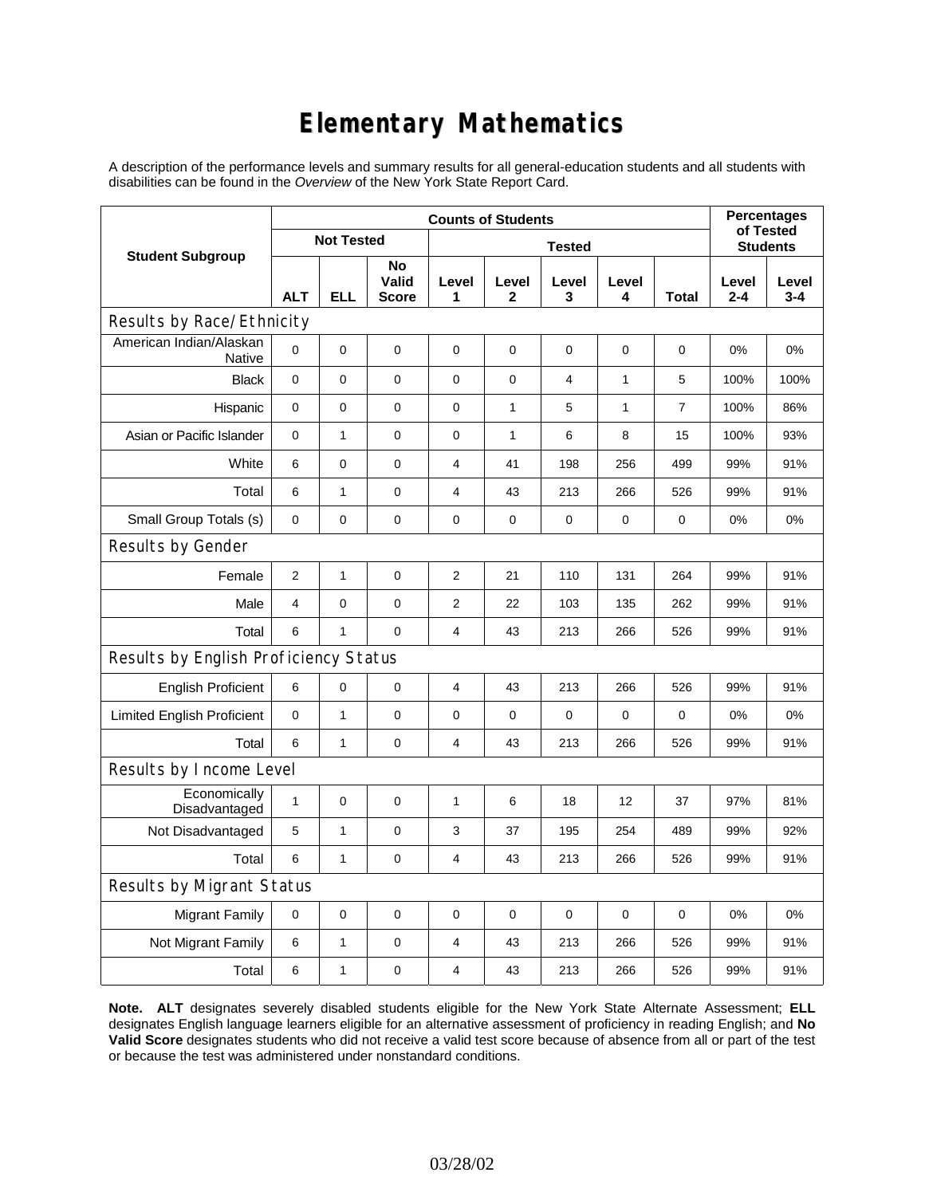# Elementary Mathematics

A description of the performance levels and summary results for all general-education students and all students with disabilities can be found in the *Overview* of the New York State Report Card.

| Student Subgroup | Counts of Students | | | | | | | | Percentages of Tested Students | |
|---|---|---|---|---|---|---|---|---|---|---|
| | Not Tested | | | Tested | | | | | | |
| | ALT | ELL | No Valid Score | Level 1 | Level 2 | Level 3 | Level 4 | Total | Level 2-4 | Level 3-4 |
| **Results by Race/Ethnicity** | | | | | | | | | | |
| American Indian/Alaskan Native | 0 | 0 | 0 | 0 | 0 | 0 | 0 | 0 | 0% | 0% |
| Black | 0 | 0 | 0 | 0 | 0 | 4 | 1 | 5 | 100% | 100% |
| Hispanic | 0 | 0 | 0 | 0 | 1 | 5 | 1 | 7 | 100% | 86% |
| Asian or Pacific Islander | 0 | 1 | 0 | 0 | 1 | 6 | 8 | 15 | 100% | 93% |
| White | 6 | 0 | 0 | 4 | 41 | 198 | 256 | 499 | 99% | 91% |
| Total | 6 | 1 | 0 | 4 | 43 | 213 | 266 | 526 | 99% | 91% |
| Small Group Totals (s) | 0 | 0 | 0 | 0 | 0 | 0 | 0 | 0 | 0% | 0% |
| **Results by Gender** | | | | | | | | | | |
| Female | 2 | 1 | 0 | 2 | 21 | 110 | 131 | 264 | 99% | 91% |
| Male | 4 | 0 | 0 | 2 | 22 | 103 | 135 | 262 | 99% | 91% |
| Total | 6 | 1 | 0 | 4 | 43 | 213 | 266 | 526 | 99% | 91% |
| **Results by English Proficiency Status** | | | | | | | | | | |
| English Proficient | 6 | 0 | 0 | 4 | 43 | 213 | 266 | 526 | 99% | 91% |
| Limited English Proficient | 0 | 1 | 0 | 0 | 0 | 0 | 0 | 0 | 0% | 0% |
| Total | 6 | 1 | 0 | 4 | 43 | 213 | 266 | 526 | 99% | 91% |
| **Results by Income Level** | | | | | | | | | | |
| Economically Disadvantaged | 1 | 0 | 0 | 1 | 6 | 18 | 12 | 37 | 97% | 81% |
| Not Disadvantaged | 5 | 1 | 0 | 3 | 37 | 195 | 254 | 489 | 99% | 92% |
| Total | 6 | 1 | 0 | 4 | 43 | 213 | 266 | 526 | 99% | 91% |
| **Results by Migrant Status** | | | | | | | | | | |
| Migrant Family | 0 | 0 | 0 | 0 | 0 | 0 | 0 | 0 | 0% | 0% |
| Not Migrant Family | 6 | 1 | 0 | 4 | 43 | 213 | 266 | 526 | 99% | 91% |
| Total | 6 | 1 | 0 | 4 | 43 | 213 | 266 | 526 | 99% | 91% |

**Note. ALT** designates severely disabled students eligible for the New York State Alternate Assessment; **ELL** designates English language learners eligible for an alternative assessment of proficiency in reading English; and **No Valid Score** designates students who did not receive a valid test score because of absence from all or part of the test or because the test was administered under nonstandard conditions.

03/28/02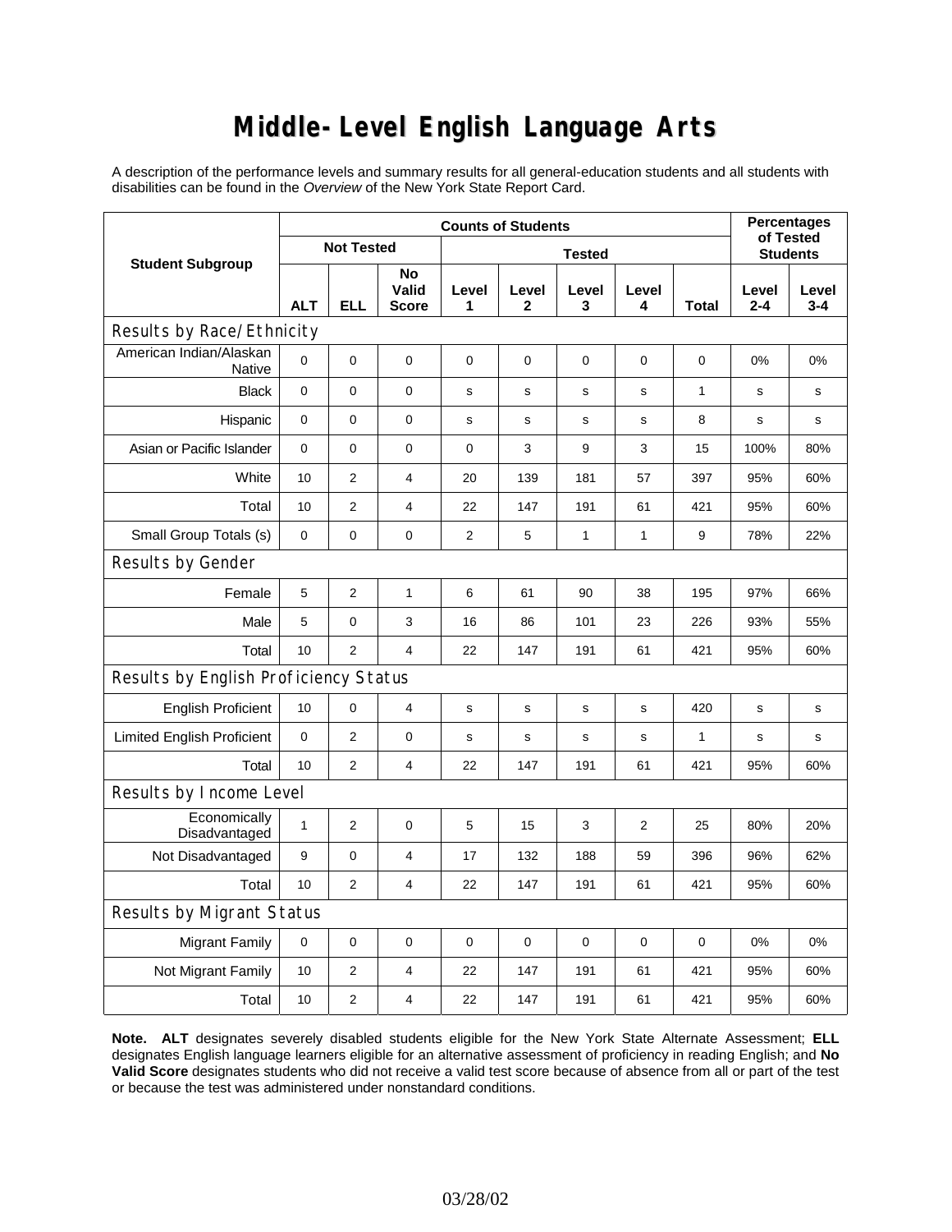# Middle-Level English Language Arts

A description of the performance levels and summary results for all general-education students and all students with disabilities can be found in the *Overview* of the New York State Report Card.

| Student Subgroup | Counts of Students | | | | | | | | Percentages of Tested Students | |
|---|---|---|---|---|---|---|---|---|---|---|
| | Not Tested | | | Tested | | | | | | |
| | ALT | ELL | No Valid Score | Level 1 | Level 2 | Level 3 | Level 4 | Total | Level 2-4 | Level 3-4 |
| **Results by Race/Ethnicity** | | | | | | | | | | |
| American Indian/Alaskan Native | 0 | 0 | 0 | 0 | 0 | 0 | 0 | 0 | 0% | 0% |
| Black | 0 | 0 | 0 | s | s | s | s | 1 | s | s |
| Hispanic | 0 | 0 | 0 | s | s | s | s | 8 | s | s |
| Asian or Pacific Islander | 0 | 0 | 0 | 0 | 3 | 9 | 3 | 15 | 100% | 80% |
| White | 10 | 2 | 4 | 20 | 139 | 181 | 57 | 397 | 95% | 60% |
| Total | 10 | 2 | 4 | 22 | 147 | 191 | 61 | 421 | 95% | 60% |
| Small Group Totals (s) | 0 | 0 | 0 | 2 | 5 | 1 | 1 | 9 | 78% | 22% |
| **Results by Gender** | | | | | | | | | | |
| Female | 5 | 2 | 1 | 6 | 61 | 90 | 38 | 195 | 97% | 66% |
| Male | 5 | 0 | 3 | 16 | 86 | 101 | 23 | 226 | 93% | 55% |
| Total | 10 | 2 | 4 | 22 | 147 | 191 | 61 | 421 | 95% | 60% |
| **Results by English Proficiency Status** | | | | | | | | | | |
| English Proficient | 10 | 0 | 4 | s | s | s | s | 420 | s | s |
| Limited English Proficient | 0 | 2 | 0 | s | s | s | s | 1 | s | s |
| Total | 10 | 2 | 4 | 22 | 147 | 191 | 61 | 421 | 95% | 60% |
| **Results by Income Level** | | | | | | | | | | |
| Economically Disadvantaged | 1 | 2 | 0 | 5 | 15 | 3 | 2 | 25 | 80% | 20% |
| Not Disadvantaged | 9 | 0 | 4 | 17 | 132 | 188 | 59 | 396 | 96% | 62% |
| Total | 10 | 2 | 4 | 22 | 147 | 191 | 61 | 421 | 95% | 60% |
| **Results by Migrant Status** | | | | | | | | | | |
| Migrant Family | 0 | 0 | 0 | 0 | 0 | 0 | 0 | 0 | 0% | 0% |
| Not Migrant Family | 10 | 2 | 4 | 22 | 147 | 191 | 61 | 421 | 95% | 60% |
| Total | 10 | 2 | 4 | 22 | 147 | 191 | 61 | 421 | 95% | 60% |

**Note. ALT** designates severely disabled students eligible for the New York State Alternate Assessment; **ELL** designates English language learners eligible for an alternative assessment of proficiency in reading English; and **No Valid Score** designates students who did not receive a valid test score because of absence from all or part of the test or because the test was administered under nonstandard conditions.

03/28/02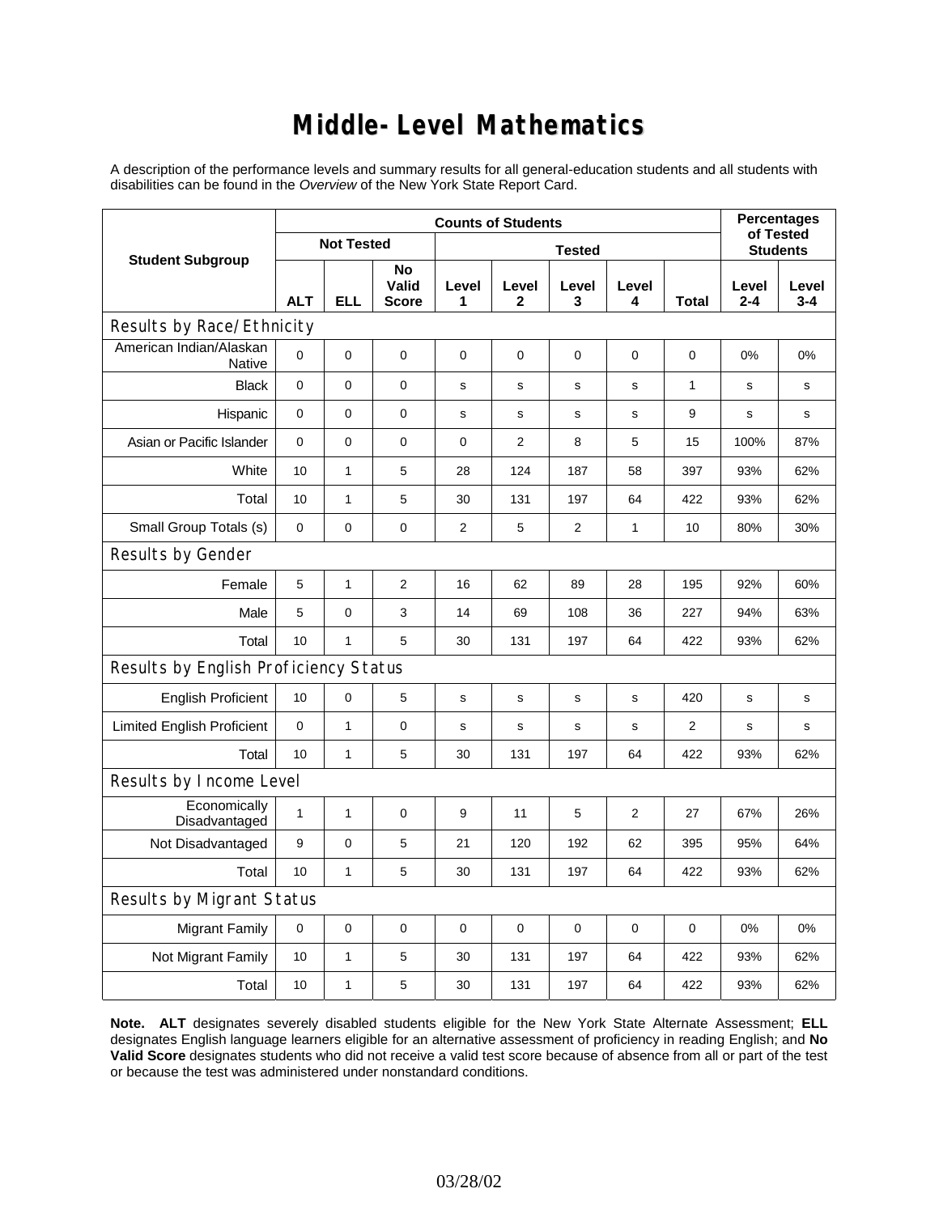# Middle-Level Mathematics

A description of the performance levels and summary results for all general-education students and all students with disabilities can be found in the *Overview* of the New York State Report Card.

| Student Subgroup | Counts of Students | | | | | | | | Percentages of Tested Students | |
|---|---|---|---|---|---|---|---|---|---|---|
| | Not Tested | | | Tested | | | | | | |
| | ALT | ELL | No Valid Score | Level 1 | Level 2 | Level 3 | Level 4 | Total | Level 2-4 | Level 3-4 |
| **Results by Race/Ethnicity** | | | | | | | | | | |
| American Indian/Alaskan Native | 0 | 0 | 0 | 0 | 0 | 0 | 0 | 0 | 0% | 0% |
| Black | 0 | 0 | 0 | s | s | s | s | 1 | s | s |
| Hispanic | 0 | 0 | 0 | s | s | s | s | 9 | s | s |
| Asian or Pacific Islander | 0 | 0 | 0 | 0 | 2 | 8 | 5 | 15 | 100% | 87% |
| White | 10 | 1 | 5 | 28 | 124 | 187 | 58 | 397 | 93% | 62% |
| Total | 10 | 1 | 5 | 30 | 131 | 197 | 64 | 422 | 93% | 62% |
| Small Group Totals (s) | 0 | 0 | 0 | 2 | 5 | 2 | 1 | 10 | 80% | 30% |
| **Results by Gender** | | | | | | | | | | |
| Female | 5 | 1 | 2 | 16 | 62 | 89 | 28 | 195 | 92% | 60% |
| Male | 5 | 0 | 3 | 14 | 69 | 108 | 36 | 227 | 94% | 63% |
| Total | 10 | 1 | 5 | 30 | 131 | 197 | 64 | 422 | 93% | 62% |
| **Results by English Proficiency Status** | | | | | | | | | | |
| English Proficient | 10 | 0 | 5 | s | s | s | s | 420 | s | s |
| Limited English Proficient | 0 | 1 | 0 | s | s | s | s | 2 | s | s |
| Total | 10 | 1 | 5 | 30 | 131 | 197 | 64 | 422 | 93% | 62% |
| **Results by Income Level** | | | | | | | | | | |
| Economically Disadvantaged | 1 | 1 | 0 | 9 | 11 | 5 | 2 | 27 | 67% | 26% |
| Not Disadvantaged | 9 | 0 | 5 | 21 | 120 | 192 | 62 | 395 | 95% | 64% |
| Total | 10 | 1 | 5 | 30 | 131 | 197 | 64 | 422 | 93% | 62% |
| **Results by Migrant Status** | | | | | | | | | | |
| Migrant Family | 0 | 0 | 0 | 0 | 0 | 0 | 0 | 0 | 0% | 0% |
| Not Migrant Family | 10 | 1 | 5 | 30 | 131 | 197 | 64 | 422 | 93% | 62% |
| Total | 10 | 1 | 5 | 30 | 131 | 197 | 64 | 422 | 93% | 62% |

**Note. ALT** designates severely disabled students eligible for the New York State Alternate Assessment; **ELL** designates English language learners eligible for an alternative assessment of proficiency in reading English; and **No Valid Score** designates students who did not receive a valid test score because of absence from all or part of the test or because the test was administered under nonstandard conditions.

03/28/02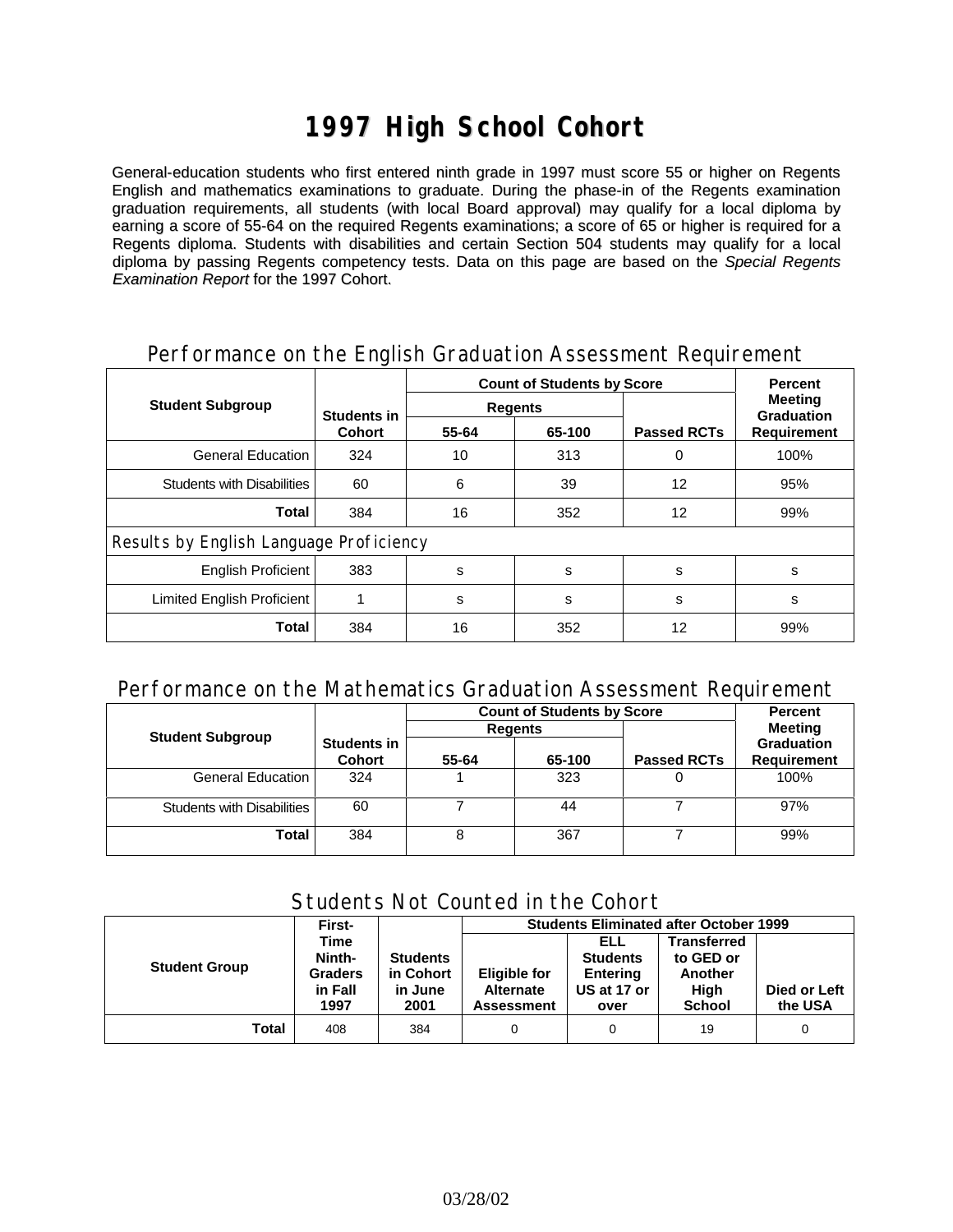# 1997 High School Cohort

General-education students who first entered ninth grade in 1997 must score 55 or higher on Regents English and mathematics examinations to graduate. During the phase-in of the Regents examination graduation requirements, all students (with local Board approval) may qualify for a local diploma by earning a score of 55-64 on the required Regents examinations; a score of 65 or higher is required for a Regents diploma. Students with disabilities and certain Section 504 students may qualify for a local diploma by passing Regents competency tests. Data on this page are based on the *Special Regents Examination Report* for the 1997 Cohort.

## Performance on the English Graduation Assessment Requirement

| Student Subgroup | Students in Cohort | Count of Students by Score | | | Percent Meeting Graduation Requirement |
|---|---|---|---|---|---|
| | | Regents | | | |
| | | 55-64 | 65-100 | Passed RCTs | |
| General Education | 324 | 10 | 313 | 0 | 100% |
| Students with Disabilities | 60 | 6 | 39 | 12 | 95% |
| **Total** | 384 | 16 | 352 | 12 | 99% |
| Results by English Language Proficiency | | | | | |
| English Proficient | 383 | s | s | s | s |
| Limited English Proficient | 1 | s | s | s | s |
| **Total** | 384 | 16 | 352 | 12 | 99% |

## Performance on the Mathematics Graduation Assessment Requirement

| Student Subgroup | Students in Cohort | Count of Students by Score | | | Percent Meeting Graduation Requirement |
|---|---|---|---|---|---|
| | | Regents | | | |
| | | 55-64 | 65-100 | Passed RCTs | |
| General Education | 324 | 1 | 323 | 0 | 100% |
| Students with Disabilities | 60 | 7 | 44 | 7 | 97% |
| **Total** | 384 | 8 | 367 | 7 | 99% |

## Students Not Counted in the Cohort

| Student Group | First-Time Ninth-Graders in Fall 1997 | Students in Cohort in June 2001 | Students Eliminated after October 1999 | | | |
|---|---|---|---|---|---|---|
| | | | Eligible for Alternate Assessment | ELL Students Entering US at 17 or over | Transferred to GED or Another High School | Died or Left the USA |
| **Total** | 408 | 384 | 0 | 0 | 19 | 0 |

03/28/02